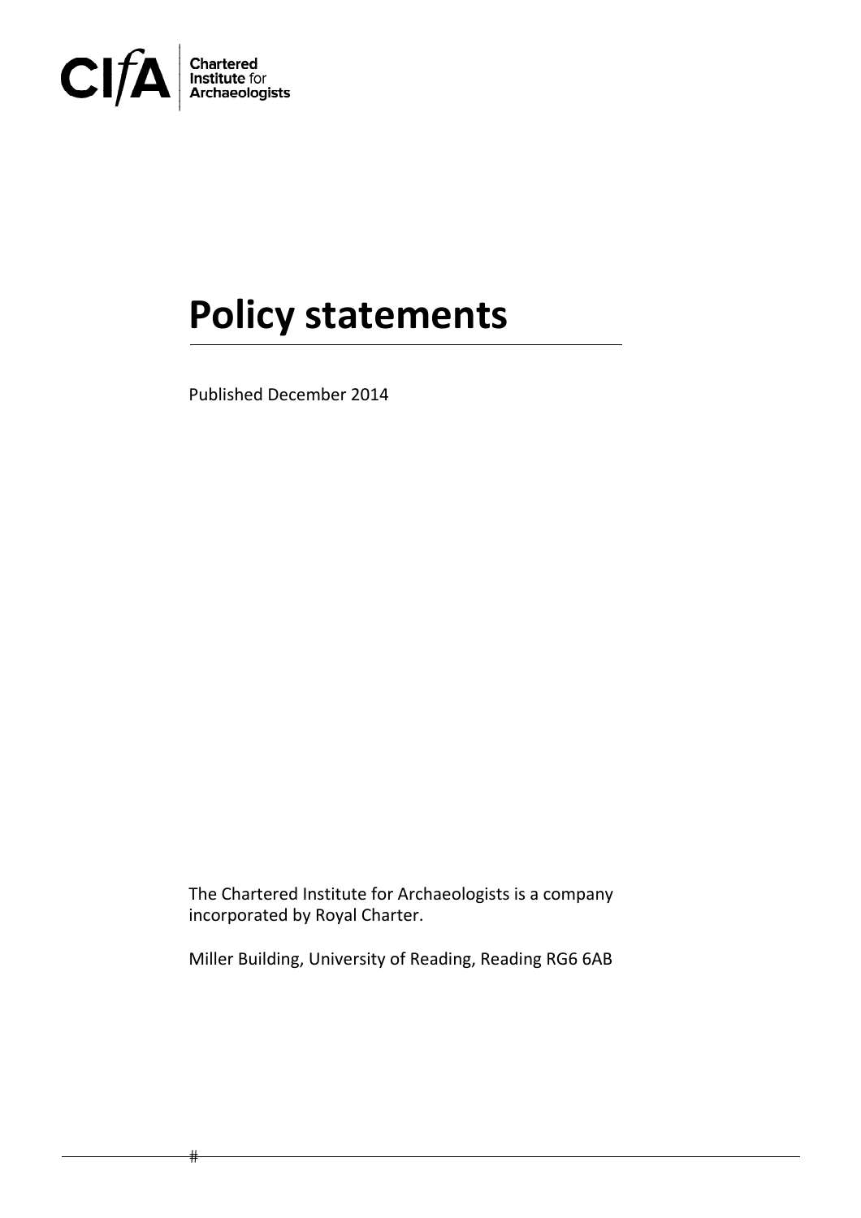CIfA Chartered Institute for Archaeologists

# Policy statements

Published December 2014

The Chartered Institute for Archaeologists is a company incorporated by Royal Charter.

Miller Building, University of Reading, Reading RG6 6AB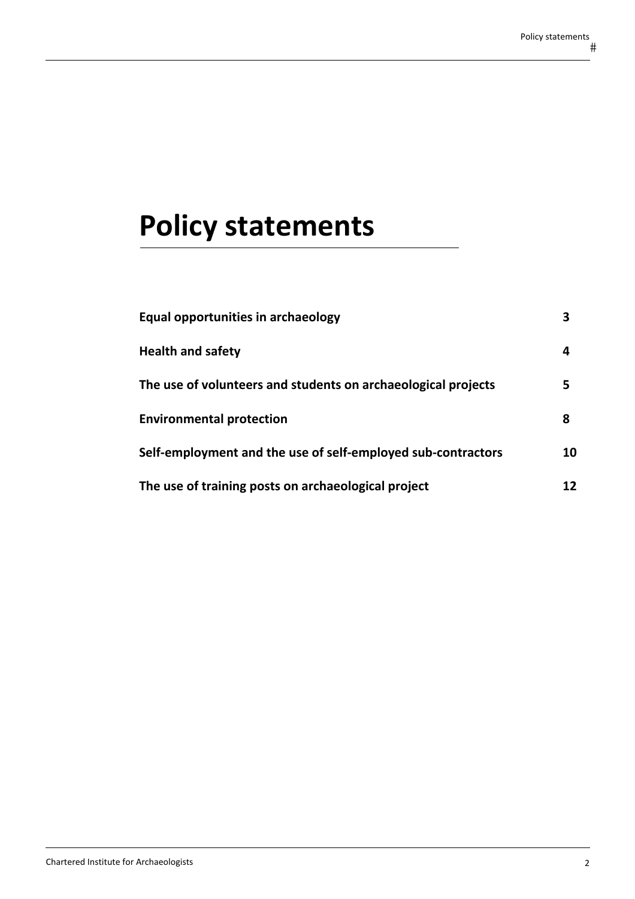# Policy statements

| | |
|---|---|
| **Equal opportunities in archaeology** | **3** |
| **Health and safety** | **4** |
| **The use of volunteers and students on archaeological projects** | **5** |
| **Environmental protection** | **8** |
| **Self-employment and the use of self-employed sub-contractors** | **10** |
| **The use of training posts on archaeological project** | **12** |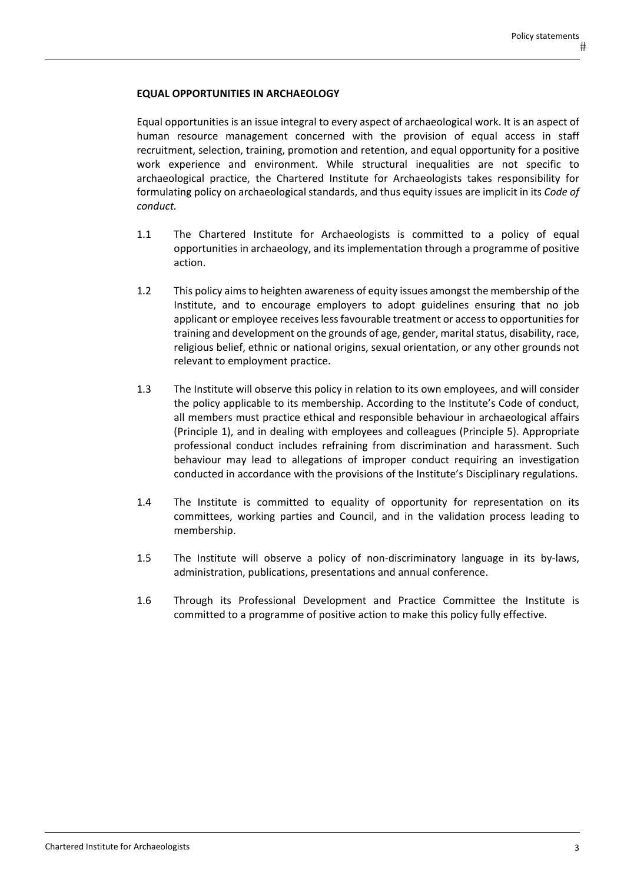## EQUAL OPPORTUNITIES IN ARCHAEOLOGY

Equal opportunities is an issue integral to every aspect of archaeological work. It is an aspect of human resource management concerned with the provision of equal access in staff recruitment, selection, training, promotion and retention, and equal opportunity for a positive work experience and environment. While structural inequalities are not specific to archaeological practice, the Chartered Institute for Archaeologists takes responsibility for formulating policy on archaeological standards, and thus equity issues are implicit in its *Code of conduct.*

1.1 The Chartered Institute for Archaeologists is committed to a policy of equal opportunities in archaeology, and its implementation through a programme of positive action.

1.2 This policy aims to heighten awareness of equity issues amongst the membership of the Institute, and to encourage employers to adopt guidelines ensuring that no job applicant or employee receives less favourable treatment or access to opportunities for training and development on the grounds of age, gender, marital status, disability, race, religious belief, ethnic or national origins, sexual orientation, or any other grounds not relevant to employment practice.

1.3 The Institute will observe this policy in relation to its own employees, and will consider the policy applicable to its membership. According to the Institute's Code of conduct, all members must practice ethical and responsible behaviour in archaeological affairs (Principle 1), and in dealing with employees and colleagues (Principle 5). Appropriate professional conduct includes refraining from discrimination and harassment. Such behaviour may lead to allegations of improper conduct requiring an investigation conducted in accordance with the provisions of the Institute's Disciplinary regulations.

1.4 The Institute is committed to equality of opportunity for representation on its committees, working parties and Council, and in the validation process leading to membership.

1.5 The Institute will observe a policy of non-discriminatory language in its by-laws, administration, publications, presentations and annual conference.

1.6 Through its Professional Development and Practice Committee the Institute is committed to a programme of positive action to make this policy fully effective.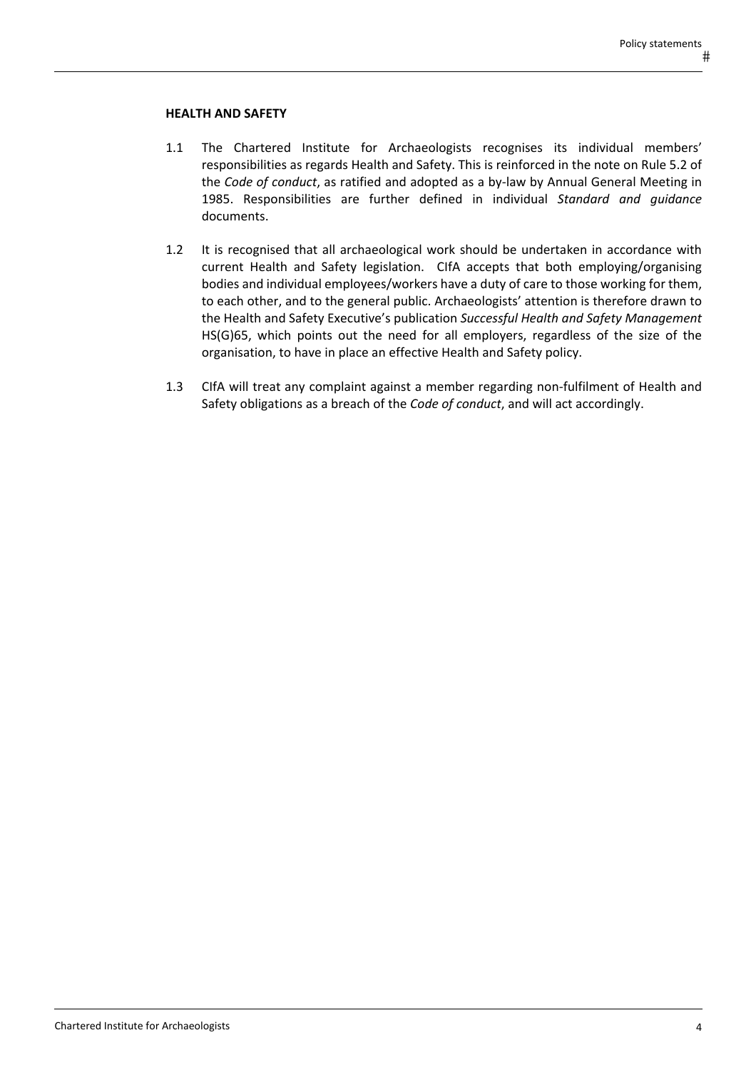## HEALTH AND SAFETY

1.1 The Chartered Institute for Archaeologists recognises its individual members' responsibilities as regards Health and Safety. This is reinforced in the note on Rule 5.2 of the *Code of conduct*, as ratified and adopted as a by-law by Annual General Meeting in 1985. Responsibilities are further defined in individual *Standard and guidance* documents.

1.2 It is recognised that all archaeological work should be undertaken in accordance with current Health and Safety legislation. CIfA accepts that both employing/organising bodies and individual employees/workers have a duty of care to those working for them, to each other, and to the general public. Archaeologists' attention is therefore drawn to the Health and Safety Executive's publication *Successful Health and Safety Management* HS(G)65, which points out the need for all employers, regardless of the size of the organisation, to have in place an effective Health and Safety policy.

1.3 CIfA will treat any complaint against a member regarding non-fulfilment of Health and Safety obligations as a breach of the *Code of conduct*, and will act accordingly.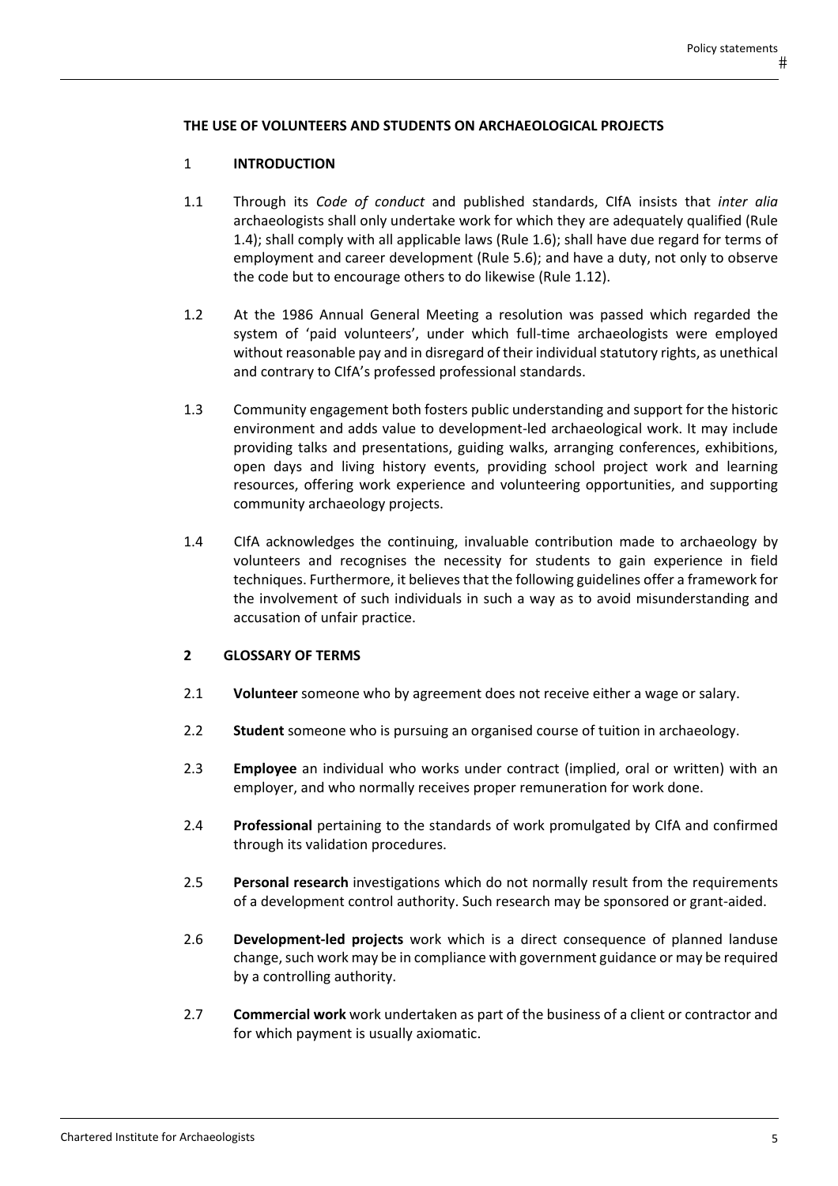## THE USE OF VOLUNTEERS AND STUDENTS ON ARCHAEOLOGICAL PROJECTS

### 1 INTRODUCTION

1.1 Through its *Code of conduct* and published standards, CIfA insists that *inter alia* archaeologists shall only undertake work for which they are adequately qualified (Rule 1.4); shall comply with all applicable laws (Rule 1.6); shall have due regard for terms of employment and career development (Rule 5.6); and have a duty, not only to observe the code but to encourage others to do likewise (Rule 1.12).

1.2 At the 1986 Annual General Meeting a resolution was passed which regarded the system of 'paid volunteers', under which full-time archaeologists were employed without reasonable pay and in disregard of their individual statutory rights, as unethical and contrary to CIfA's professed professional standards.

1.3 Community engagement both fosters public understanding and support for the historic environment and adds value to development-led archaeological work. It may include providing talks and presentations, guiding walks, arranging conferences, exhibitions, open days and living history events, providing school project work and learning resources, offering work experience and volunteering opportunities, and supporting community archaeology projects.

1.4 CIfA acknowledges the continuing, invaluable contribution made to archaeology by volunteers and recognises the necessity for students to gain experience in field techniques. Furthermore, it believes that the following guidelines offer a framework for the involvement of such individuals in such a way as to avoid misunderstanding and accusation of unfair practice.

### 2 GLOSSARY OF TERMS

2.1 **Volunteer** someone who by agreement does not receive either a wage or salary.

2.2 **Student** someone who is pursuing an organised course of tuition in archaeology.

2.3 **Employee** an individual who works under contract (implied, oral or written) with an employer, and who normally receives proper remuneration for work done.

2.4 **Professional** pertaining to the standards of work promulgated by CIfA and confirmed through its validation procedures.

2.5 **Personal research** investigations which do not normally result from the requirements of a development control authority. Such research may be sponsored or grant-aided.

2.6 **Development-led projects** work which is a direct consequence of planned landuse change, such work may be in compliance with government guidance or may be required by a controlling authority.

2.7 **Commercial work** work undertaken as part of the business of a client or contractor and for which payment is usually axiomatic.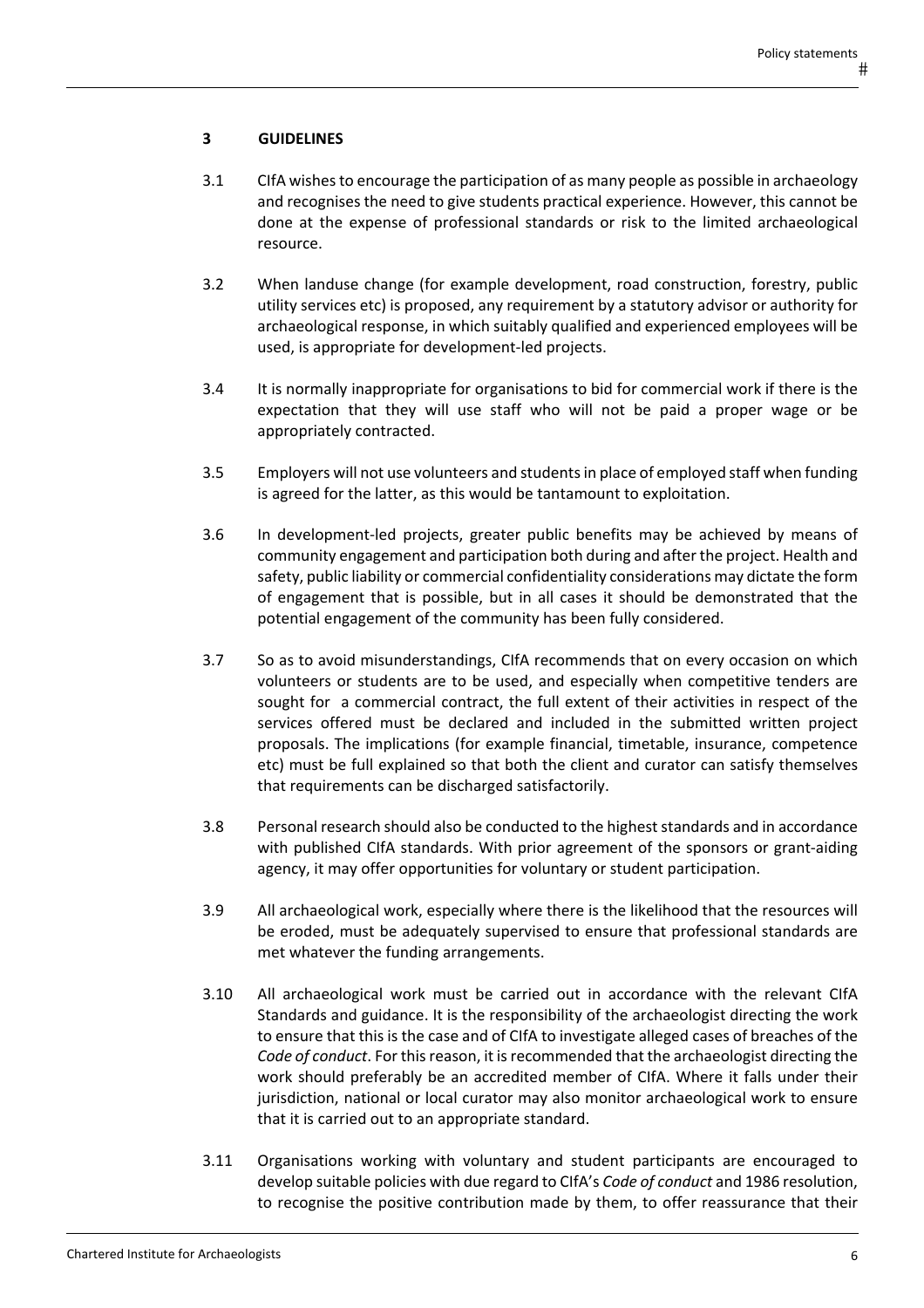## 3 GUIDELINES

3.1 CIfA wishes to encourage the participation of as many people as possible in archaeology and recognises the need to give students practical experience. However, this cannot be done at the expense of professional standards or risk to the limited archaeological resource.

3.2 When landuse change (for example development, road construction, forestry, public utility services etc) is proposed, any requirement by a statutory advisor or authority for archaeological response, in which suitably qualified and experienced employees will be used, is appropriate for development-led projects.

3.4 It is normally inappropriate for organisations to bid for commercial work if there is the expectation that they will use staff who will not be paid a proper wage or be appropriately contracted.

3.5 Employers will not use volunteers and students in place of employed staff when funding is agreed for the latter, as this would be tantamount to exploitation.

3.6 In development-led projects, greater public benefits may be achieved by means of community engagement and participation both during and after the project. Health and safety, public liability or commercial confidentiality considerations may dictate the form of engagement that is possible, but in all cases it should be demonstrated that the potential engagement of the community has been fully considered.

3.7 So as to avoid misunderstandings, CIfA recommends that on every occasion on which volunteers or students are to be used, and especially when competitive tenders are sought for a commercial contract, the full extent of their activities in respect of the services offered must be declared and included in the submitted written project proposals. The implications (for example financial, timetable, insurance, competence etc) must be full explained so that both the client and curator can satisfy themselves that requirements can be discharged satisfactorily.

3.8 Personal research should also be conducted to the highest standards and in accordance with published CIfA standards. With prior agreement of the sponsors or grant-aiding agency, it may offer opportunities for voluntary or student participation.

3.9 All archaeological work, especially where there is the likelihood that the resources will be eroded, must be adequately supervised to ensure that professional standards are met whatever the funding arrangements.

3.10 All archaeological work must be carried out in accordance with the relevant CIfA Standards and guidance. It is the responsibility of the archaeologist directing the work to ensure that this is the case and of CIfA to investigate alleged cases of breaches of the *Code of conduct*. For this reason, it is recommended that the archaeologist directing the work should preferably be an accredited member of CIfA. Where it falls under their jurisdiction, national or local curator may also monitor archaeological work to ensure that it is carried out to an appropriate standard.

3.11 Organisations working with voluntary and student participants are encouraged to develop suitable policies with due regard to CIfA's *Code of conduct* and 1986 resolution, to recognise the positive contribution made by them, to offer reassurance that their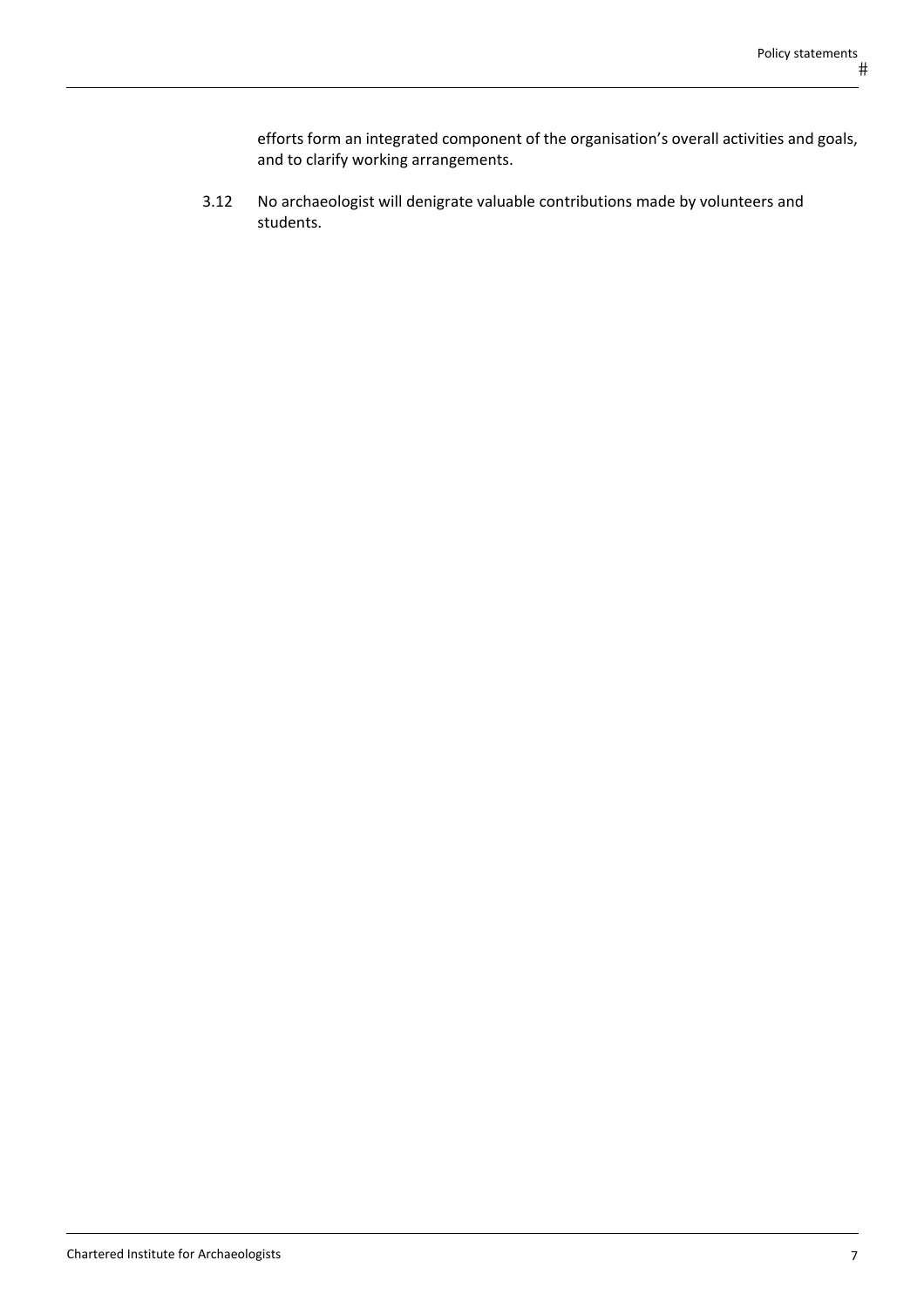efforts form an integrated component of the organisation's overall activities and goals, and to clarify working arrangements.

3.12 No archaeologist will denigrate valuable contributions made by volunteers and students.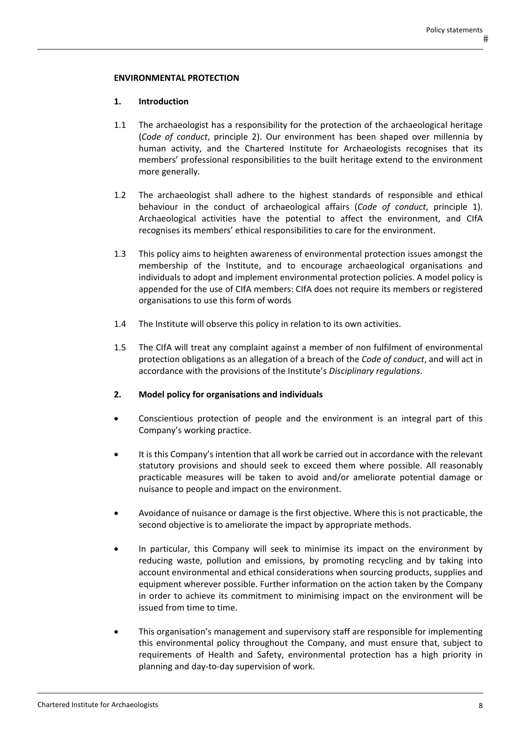## ENVIRONMENTAL PROTECTION

### 1. Introduction

1.1 The archaeologist has a responsibility for the protection of the archaeological heritage (*Code of conduct*, principle 2). Our environment has been shaped over millennia by human activity, and the Chartered Institute for Archaeologists recognises that its members' professional responsibilities to the built heritage extend to the environment more generally.

1.2 The archaeologist shall adhere to the highest standards of responsible and ethical behaviour in the conduct of archaeological affairs (*Code of conduct*, principle 1). Archaeological activities have the potential to affect the environment, and CIfA recognises its members' ethical responsibilities to care for the environment.

1.3 This policy aims to heighten awareness of environmental protection issues amongst the membership of the Institute, and to encourage archaeological organisations and individuals to adopt and implement environmental protection policies. A model policy is appended for the use of CIfA members: CIfA does not require its members or registered organisations to use this form of words

1.4 The Institute will observe this policy in relation to its own activities.

1.5 The CIfA will treat any complaint against a member of non fulfilment of environmental protection obligations as an allegation of a breach of the *Code of conduct*, and will act in accordance with the provisions of the Institute's *Disciplinary regulations*.

### 2. Model policy for organisations and individuals

- Conscientious protection of people and the environment is an integral part of this Company's working practice.
- It is this Company's intention that all work be carried out in accordance with the relevant statutory provisions and should seek to exceed them where possible. All reasonably practicable measures will be taken to avoid and/or ameliorate potential damage or nuisance to people and impact on the environment.
- Avoidance of nuisance or damage is the first objective. Where this is not practicable, the second objective is to ameliorate the impact by appropriate methods.
- In particular, this Company will seek to minimise its impact on the environment by reducing waste, pollution and emissions, by promoting recycling and by taking into account environmental and ethical considerations when sourcing products, supplies and equipment wherever possible. Further information on the action taken by the Company in order to achieve its commitment to minimising impact on the environment will be issued from time to time.
- This organisation's management and supervisory staff are responsible for implementing this environmental policy throughout the Company, and must ensure that, subject to requirements of Health and Safety, environmental protection has a high priority in planning and day-to-day supervision of work.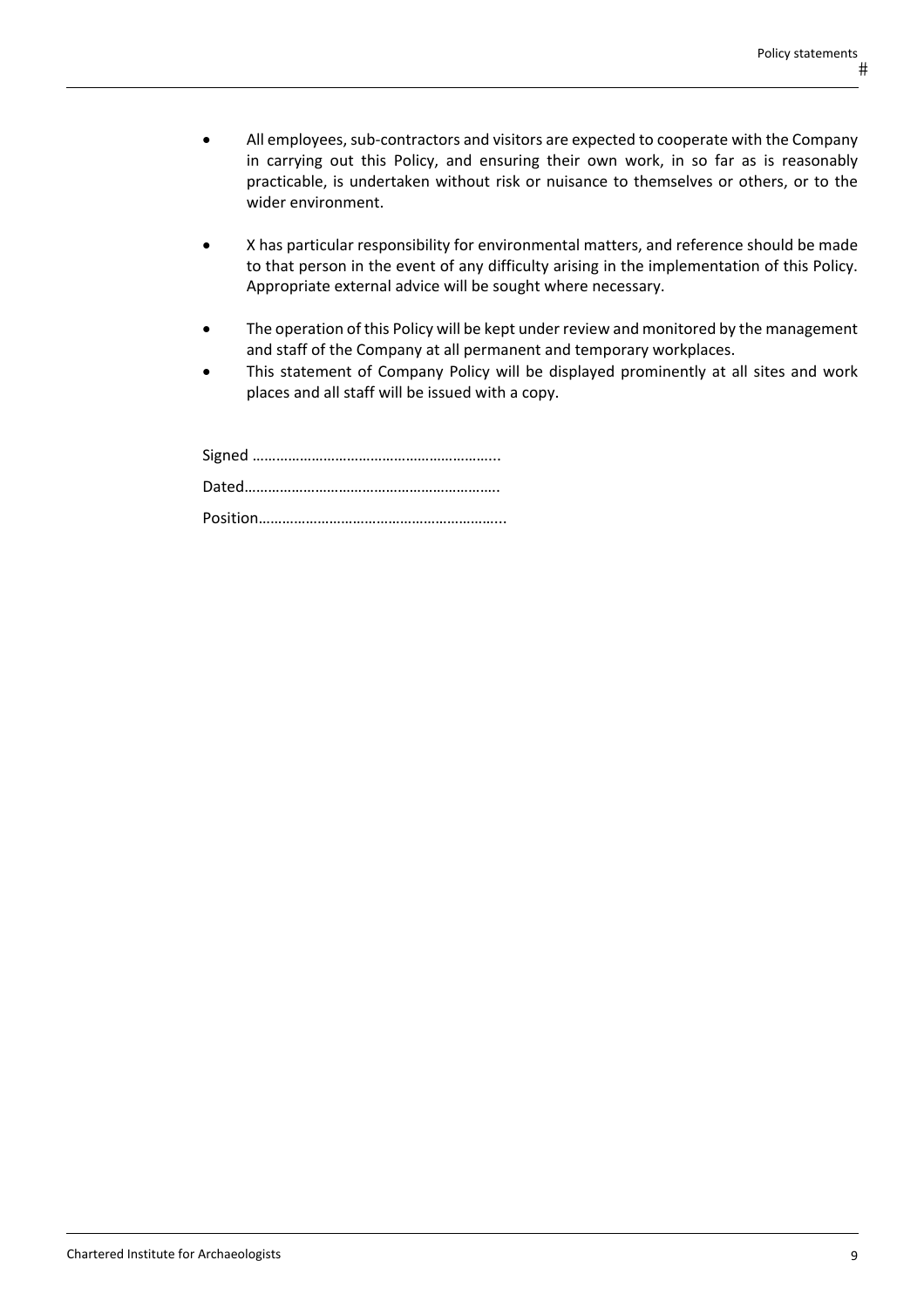- All employees, sub-contractors and visitors are expected to cooperate with the Company in carrying out this Policy, and ensuring their own work, in so far as is reasonably practicable, is undertaken without risk or nuisance to themselves or others, or to the wider environment.

- X has particular responsibility for environmental matters, and reference should be made to that person in the event of any difficulty arising in the implementation of this Policy. Appropriate external advice will be sought where necessary.

- The operation of this Policy will be kept under review and monitored by the management and staff of the Company at all permanent and temporary workplaces.
- This statement of Company Policy will be displayed prominently at all sites and work places and all staff will be issued with a copy.

Signed ……………………………………………………..

Dated……………………………………………………….

Position……………………………………………………..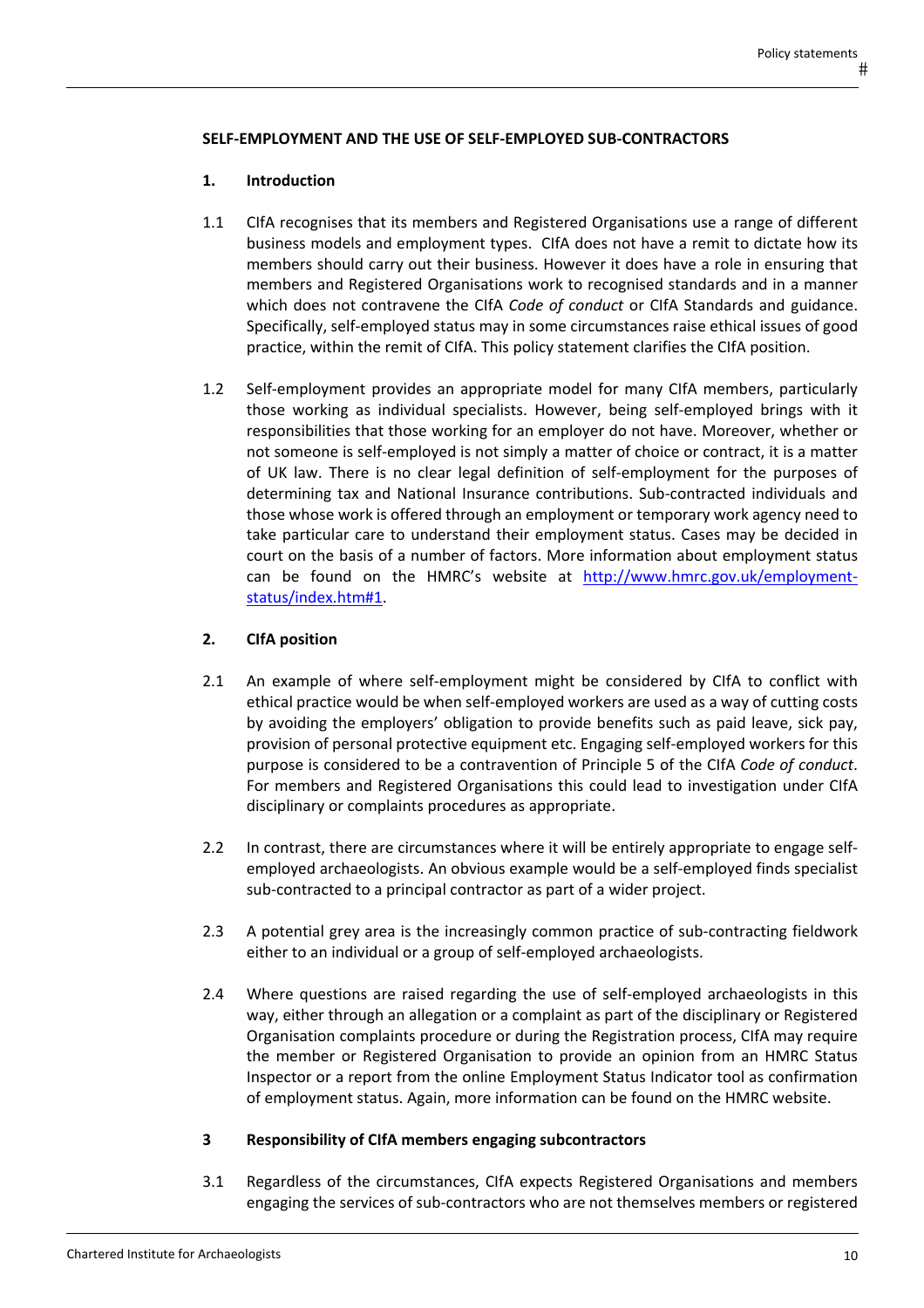## SELF-EMPLOYMENT AND THE USE OF SELF-EMPLOYED SUB-CONTRACTORS

### 1. Introduction

1.1 CIfA recognises that its members and Registered Organisations use a range of different business models and employment types. CIfA does not have a remit to dictate how its members should carry out their business. However it does have a role in ensuring that members and Registered Organisations work to recognised standards and in a manner which does not contravene the CIfA *Code of conduct* or CIfA Standards and guidance. Specifically, self-employed status may in some circumstances raise ethical issues of good practice, within the remit of CIfA. This policy statement clarifies the CIfA position.

1.2 Self-employment provides an appropriate model for many CIfA members, particularly those working as individual specialists. However, being self-employed brings with it responsibilities that those working for an employer do not have. Moreover, whether or not someone is self-employed is not simply a matter of choice or contract, it is a matter of UK law. There is no clear legal definition of self-employment for the purposes of determining tax and National Insurance contributions. Sub-contracted individuals and those whose work is offered through an employment or temporary work agency need to take particular care to understand their employment status. Cases may be decided in court on the basis of a number of factors. More information about employment status can be found on the HMRC's website at [http://www.hmrc.gov.uk/employment-status/index.htm#1](http://www.hmrc.gov.uk/employment-status/index.htm#1).

### 2. CIfA position

2.1 An example of where self-employment might be considered by CIfA to conflict with ethical practice would be when self-employed workers are used as a way of cutting costs by avoiding the employers' obligation to provide benefits such as paid leave, sick pay, provision of personal protective equipment etc. Engaging self-employed workers for this purpose is considered to be a contravention of Principle 5 of the CIfA *Code of conduct*. For members and Registered Organisations this could lead to investigation under CIfA disciplinary or complaints procedures as appropriate.

2.2 In contrast, there are circumstances where it will be entirely appropriate to engage self-employed archaeologists. An obvious example would be a self-employed finds specialist sub-contracted to a principal contractor as part of a wider project.

2.3 A potential grey area is the increasingly common practice of sub-contracting fieldwork either to an individual or a group of self-employed archaeologists.

2.4 Where questions are raised regarding the use of self-employed archaeologists in this way, either through an allegation or a complaint as part of the disciplinary or Registered Organisation complaints procedure or during the Registration process, CIfA may require the member or Registered Organisation to provide an opinion from an HMRC Status Inspector or a report from the online Employment Status Indicator tool as confirmation of employment status. Again, more information can be found on the HMRC website.

### 3 Responsibility of CIfA members engaging subcontractors

3.1 Regardless of the circumstances, CIfA expects Registered Organisations and members engaging the services of sub-contractors who are not themselves members or registered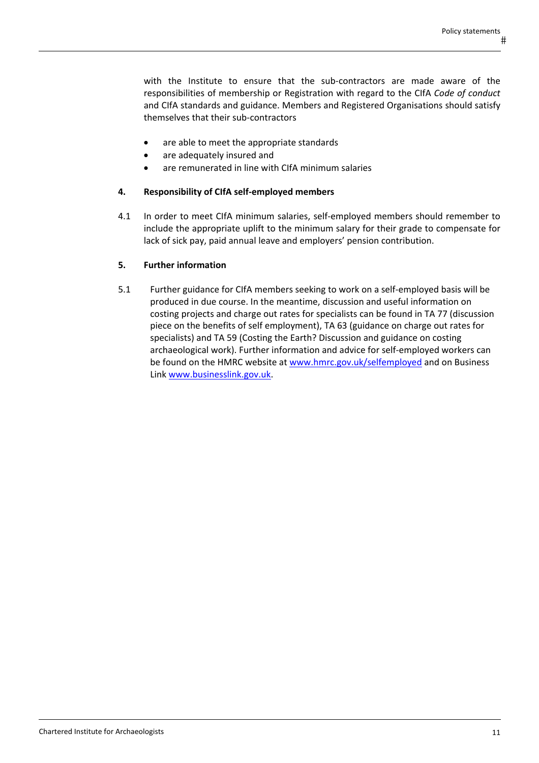with the Institute to ensure that the sub-contractors are made aware of the responsibilities of membership or Registration with regard to the CIfA *Code of conduct* and CIfA standards and guidance. Members and Registered Organisations should satisfy themselves that their sub-contractors

- are able to meet the appropriate standards
- are adequately insured and
- are remunerated in line with CIfA minimum salaries

**4. Responsibility of CIfA self-employed members**

4.1 In order to meet CIfA minimum salaries, self-employed members should remember to include the appropriate uplift to the minimum salary for their grade to compensate for lack of sick pay, paid annual leave and employers' pension contribution.

**5. Further information**

5.1 Further guidance for CIfA members seeking to work on a self-employed basis will be produced in due course. In the meantime, discussion and useful information on costing projects and charge out rates for specialists can be found in TA 77 (discussion piece on the benefits of self employment), TA 63 (guidance on charge out rates for specialists) and TA 59 (Costing the Earth? Discussion and guidance on costing archaeological work). Further information and advice for self-employed workers can be found on the HMRC website at [www.hmrc.gov.uk/selfemployed](http://www.hmrc.gov.uk/selfemployed) and on Business Link [www.businesslink.gov.uk](http://www.businesslink.gov.uk).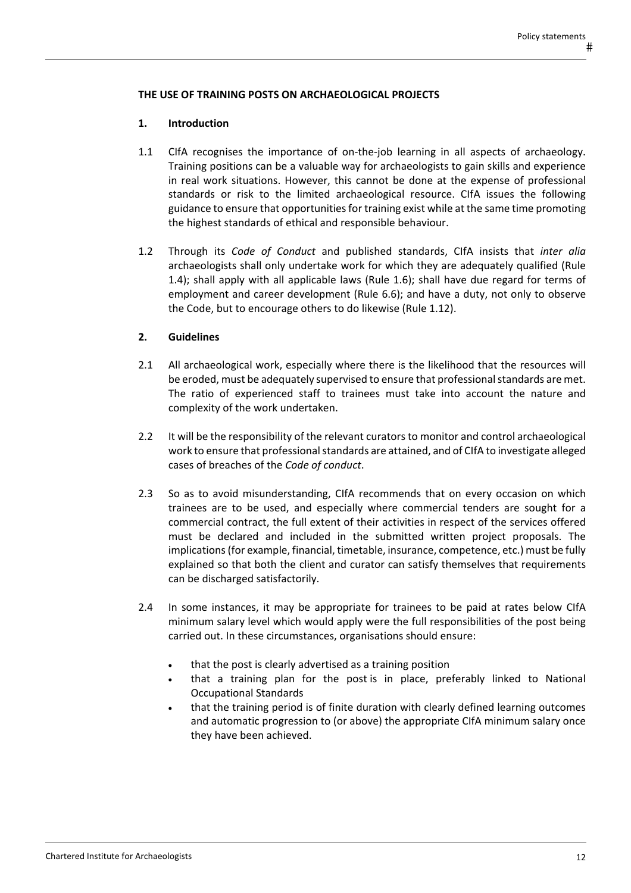## THE USE OF TRAINING POSTS ON ARCHAEOLOGICAL PROJECTS

### 1. Introduction

1.1 CIfA recognises the importance of on-the-job learning in all aspects of archaeology. Training positions can be a valuable way for archaeologists to gain skills and experience in real work situations. However, this cannot be done at the expense of professional standards or risk to the limited archaeological resource. CIfA issues the following guidance to ensure that opportunities for training exist while at the same time promoting the highest standards of ethical and responsible behaviour.

1.2 Through its *Code of Conduct* and published standards, CIfA insists that *inter alia* archaeologists shall only undertake work for which they are adequately qualified (Rule 1.4); shall apply with all applicable laws (Rule 1.6); shall have due regard for terms of employment and career development (Rule 6.6); and have a duty, not only to observe the Code, but to encourage others to do likewise (Rule 1.12).

### 2. Guidelines

2.1 All archaeological work, especially where there is the likelihood that the resources will be eroded, must be adequately supervised to ensure that professional standards are met. The ratio of experienced staff to trainees must take into account the nature and complexity of the work undertaken.

2.2 It will be the responsibility of the relevant curators to monitor and control archaeological work to ensure that professional standards are attained, and of CIfA to investigate alleged cases of breaches of the *Code of conduct*.

2.3 So as to avoid misunderstanding, CIfA recommends that on every occasion on which trainees are to be used, and especially where commercial tenders are sought for a commercial contract, the full extent of their activities in respect of the services offered must be declared and included in the submitted written project proposals. The implications (for example, financial, timetable, insurance, competence, etc.) must be fully explained so that both the client and curator can satisfy themselves that requirements can be discharged satisfactorily.

2.4 In some instances, it may be appropriate for trainees to be paid at rates below CIfA minimum salary level which would apply were the full responsibilities of the post being carried out. In these circumstances, organisations should ensure:

- that the post is clearly advertised as a training position
- that a training plan for the post is in place, preferably linked to National Occupational Standards
- that the training period is of finite duration with clearly defined learning outcomes and automatic progression to (or above) the appropriate CIfA minimum salary once they have been achieved.